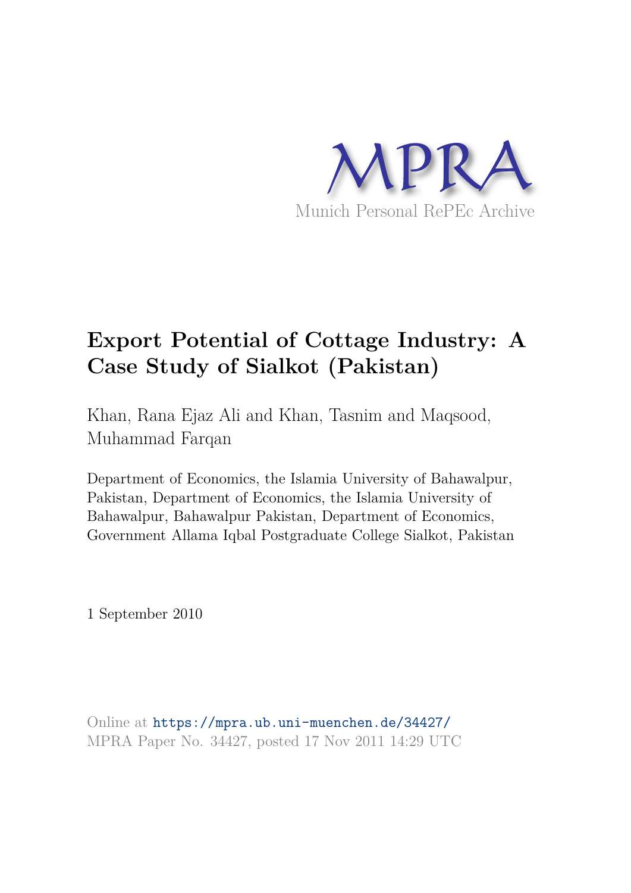MPRA

Munich Personal RePEc Archive

# Export Potential of Cottage Industry: A Case Study of Sialkot (Pakistan)

Khan, Rana Ejaz Ali and Khan, Tasnim and Maqsood, Muhammad Farqan

Department of Economics, the Islamia University of Bahawalpur, Pakistan, Department of Economics, the Islamia University of Bahawalpur, Bahawalpur Pakistan, Department of Economics, Government Allama Iqbal Postgraduate College Sialkot, Pakistan

1 September 2010

Online at https://mpra.ub.uni-muenchen.de/34427/
MPRA Paper No. 34427, posted 17 Nov 2011 14:29 UTC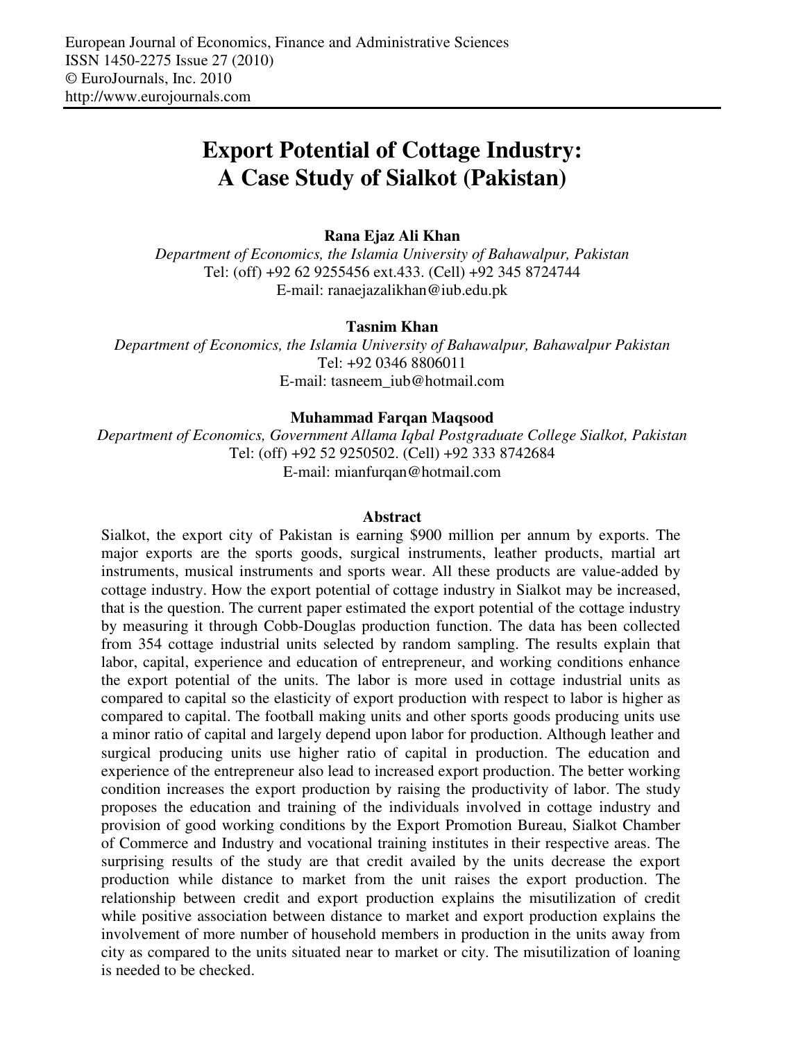# Export Potential of Cottage Industry: A Case Study of Sialkot (Pakistan)

**Rana Ejaz Ali Khan**

*Department of Economics, the Islamia University of Bahawalpur, Pakistan*
Tel: (off) +92 62 9255456 ext.433. (Cell) +92 345 8724744
E-mail: ranaejazalikhan@iub.edu.pk

**Tasnim Khan**

*Department of Economics, the Islamia University of Bahawalpur, Bahawalpur Pakistan*
Tel: +92 0346 8806011
E-mail: tasneem_iub@hotmail.com

**Muhammad Farqan Maqsood**

*Department of Economics, Government Allama Iqbal Postgraduate College Sialkot, Pakistan*
Tel: (off) +92 52 9250502. (Cell) +92 333 8742684
E-mail: mianfurqan@hotmail.com

## Abstract

Sialkot, the export city of Pakistan is earning $900 million per annum by exports. The major exports are the sports goods, surgical instruments, leather products, martial art instruments, musical instruments and sports wear. All these products are value-added by cottage industry. How the export potential of cottage industry in Sialkot may be increased, that is the question. The current paper estimated the export potential of the cottage industry by measuring it through Cobb-Douglas production function. The data has been collected from 354 cottage industrial units selected by random sampling. The results explain that labor, capital, experience and education of entrepreneur, and working conditions enhance the export potential of the units. The labor is more used in cottage industrial units as compared to capital so the elasticity of export production with respect to labor is higher as compared to capital. The football making units and other sports goods producing units use a minor ratio of capital and largely depend upon labor for production. Although leather and surgical producing units use higher ratio of capital in production. The education and experience of the entrepreneur also lead to increased export production. The better working condition increases the export production by raising the productivity of labor. The study proposes the education and training of the individuals involved in cottage industry and provision of good working conditions by the Export Promotion Bureau, Sialkot Chamber of Commerce and Industry and vocational training institutes in their respective areas. The surprising results of the study are that credit availed by the units decrease the export production while distance to market from the unit raises the export production. The relationship between credit and export production explains the misutilization of credit while positive association between distance to market and export production explains the involvement of more number of household members in production in the units away from city as compared to the units situated near to market or city. The misutilization of loaning is needed to be checked.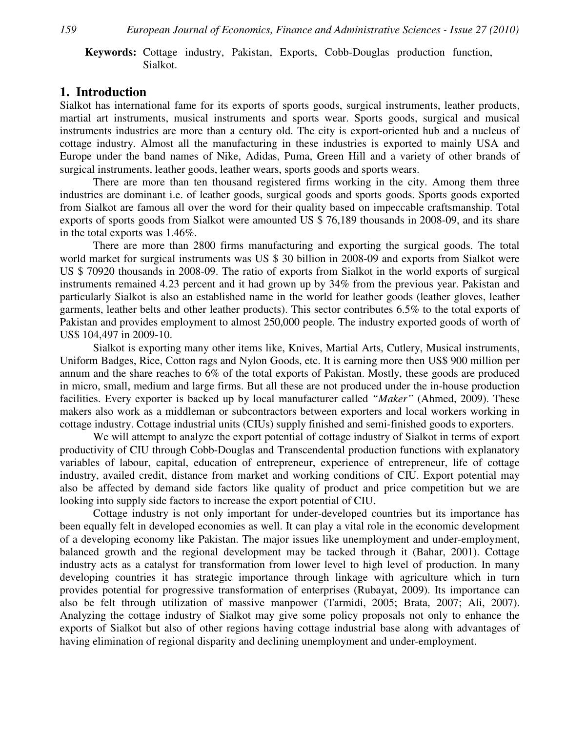**Keywords:** Cottage industry, Pakistan, Exports, Cobb-Douglas production function, Sialkot.

## 1. Introduction

Sialkot has international fame for its exports of sports goods, surgical instruments, leather products, martial art instruments, musical instruments and sports wear. Sports goods, surgical and musical instruments industries are more than a century old. The city is export-oriented hub and a nucleus of cottage industry. Almost all the manufacturing in these industries is exported to mainly USA and Europe under the band names of Nike, Adidas, Puma, Green Hill and a variety of other brands of surgical instruments, leather goods, leather wears, sports goods and sports wears.

There are more than ten thousand registered firms working in the city. Among them three industries are dominant i.e. of leather goods, surgical goods and sports goods. Sports goods exported from Sialkot are famous all over the word for their quality based on impeccable craftsmanship. Total exports of sports goods from Sialkot were amounted US $ 76,189 thousands in 2008-09, and its share in the total exports was 1.46%.

There are more than 2800 firms manufacturing and exporting the surgical goods. The total world market for surgical instruments was US $ 30 billion in 2008-09 and exports from Sialkot were US $ 70920 thousands in 2008-09. The ratio of exports from Sialkot in the world exports of surgical instruments remained 4.23 percent and it had grown up by 34% from the previous year. Pakistan and particularly Sialkot is also an established name in the world for leather goods (leather gloves, leather garments, leather belts and other leather products). This sector contributes 6.5% to the total exports of Pakistan and provides employment to almost 250,000 people. The industry exported goods of worth of US$ 104,497 in 2009-10.

Sialkot is exporting many other items like, Knives, Martial Arts, Cutlery, Musical instruments, Uniform Badges, Rice, Cotton rags and Nylon Goods, etc. It is earning more then US$ 900 million per annum and the share reaches to 6% of the total exports of Pakistan. Mostly, these goods are produced in micro, small, medium and large firms. But all these are not produced under the in-house production facilities. Every exporter is backed up by local manufacturer called *"Maker"* (Ahmed, 2009). These makers also work as a middleman or subcontractors between exporters and local workers working in cottage industry. Cottage industrial units (CIUs) supply finished and semi-finished goods to exporters.

We will attempt to analyze the export potential of cottage industry of Sialkot in terms of export productivity of CIU through Cobb-Douglas and Transcendental production functions with explanatory variables of labour, capital, education of entrepreneur, experience of entrepreneur, life of cottage industry, availed credit, distance from market and working conditions of CIU. Export potential may also be affected by demand side factors like quality of product and price competition but we are looking into supply side factors to increase the export potential of CIU.

Cottage industry is not only important for under-developed countries but its importance has been equally felt in developed economies as well. It can play a vital role in the economic development of a developing economy like Pakistan. The major issues like unemployment and under-employment, balanced growth and the regional development may be tacked through it (Bahar, 2001). Cottage industry acts as a catalyst for transformation from lower level to high level of production. In many developing countries it has strategic importance through linkage with agriculture which in turn provides potential for progressive transformation of enterprises (Rubayat, 2009). Its importance can also be felt through utilization of massive manpower (Tarmidi, 2005; Brata, 2007; Ali, 2007). Analyzing the cottage industry of Sialkot may give some policy proposals not only to enhance the exports of Sialkot but also of other regions having cottage industrial base along with advantages of having elimination of regional disparity and declining unemployment and under-employment.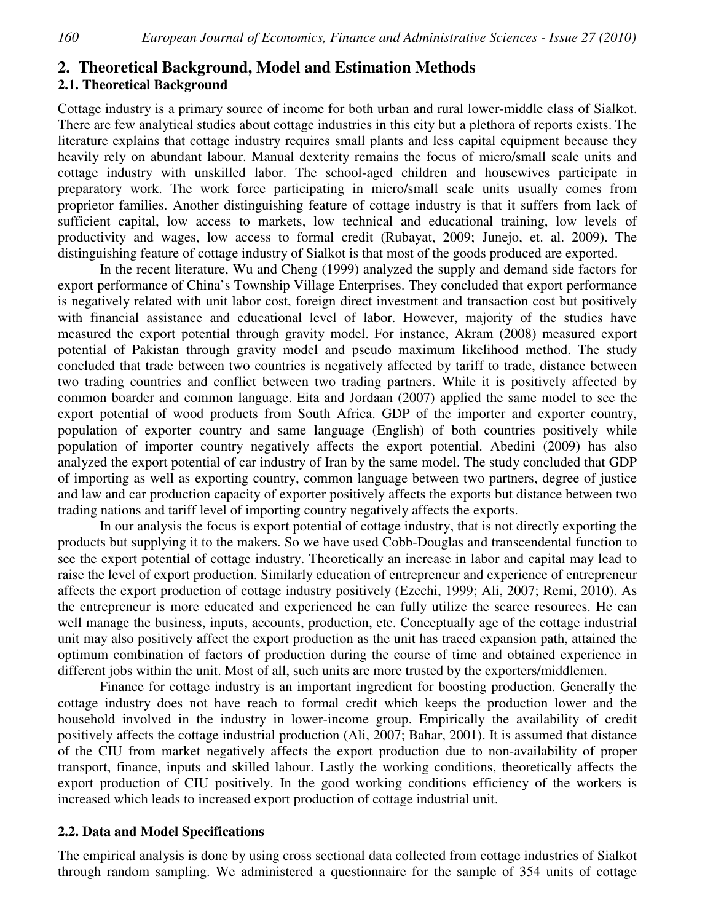## 2. Theoretical Background, Model and Estimation Methods

### 2.1. Theoretical Background

Cottage industry is a primary source of income for both urban and rural lower-middle class of Sialkot. There are few analytical studies about cottage industries in this city but a plethora of reports exists. The literature explains that cottage industry requires small plants and less capital equipment because they heavily rely on abundant labour. Manual dexterity remains the focus of micro/small scale units and cottage industry with unskilled labor. The school-aged children and housewives participate in preparatory work. The work force participating in micro/small scale units usually comes from proprietor families. Another distinguishing feature of cottage industry is that it suffers from lack of sufficient capital, low access to markets, low technical and educational training, low levels of productivity and wages, low access to formal credit (Rubayat, 2009; Junejo, et. al. 2009). The distinguishing feature of cottage industry of Sialkot is that most of the goods produced are exported.

In the recent literature, Wu and Cheng (1999) analyzed the supply and demand side factors for export performance of China's Township Village Enterprises. They concluded that export performance is negatively related with unit labor cost, foreign direct investment and transaction cost but positively with financial assistance and educational level of labor. However, majority of the studies have measured the export potential through gravity model. For instance, Akram (2008) measured export potential of Pakistan through gravity model and pseudo maximum likelihood method. The study concluded that trade between two countries is negatively affected by tariff to trade, distance between two trading countries and conflict between two trading partners. While it is positively affected by common boarder and common language. Eita and Jordaan (2007) applied the same model to see the export potential of wood products from South Africa. GDP of the importer and exporter country, population of exporter country and same language (English) of both countries positively while population of importer country negatively affects the export potential. Abedini (2009) has also analyzed the export potential of car industry of Iran by the same model. The study concluded that GDP of importing as well as exporting country, common language between two partners, degree of justice and law and car production capacity of exporter positively affects the exports but distance between two trading nations and tariff level of importing country negatively affects the exports.

In our analysis the focus is export potential of cottage industry, that is not directly exporting the products but supplying it to the makers. So we have used Cobb-Douglas and transcendental function to see the export potential of cottage industry. Theoretically an increase in labor and capital may lead to raise the level of export production. Similarly education of entrepreneur and experience of entrepreneur affects the export production of cottage industry positively (Ezechi, 1999; Ali, 2007; Remi, 2010). As the entrepreneur is more educated and experienced he can fully utilize the scarce resources. He can well manage the business, inputs, accounts, production, etc. Conceptually age of the cottage industrial unit may also positively affect the export production as the unit has traced expansion path, attained the optimum combination of factors of production during the course of time and obtained experience in different jobs within the unit. Most of all, such units are more trusted by the exporters/middlemen.

Finance for cottage industry is an important ingredient for boosting production. Generally the cottage industry does not have reach to formal credit which keeps the production lower and the household involved in the industry in lower-income group. Empirically the availability of credit positively affects the cottage industrial production (Ali, 2007; Bahar, 2001). It is assumed that distance of the CIU from market negatively affects the export production due to non-availability of proper transport, finance, inputs and skilled labour. Lastly the working conditions, theoretically affects the export production of CIU positively. In the good working conditions efficiency of the workers is increased which leads to increased export production of cottage industrial unit.

### 2.2. Data and Model Specifications

The empirical analysis is done by using cross sectional data collected from cottage industries of Sialkot through random sampling. We administered a questionnaire for the sample of 354 units of cottage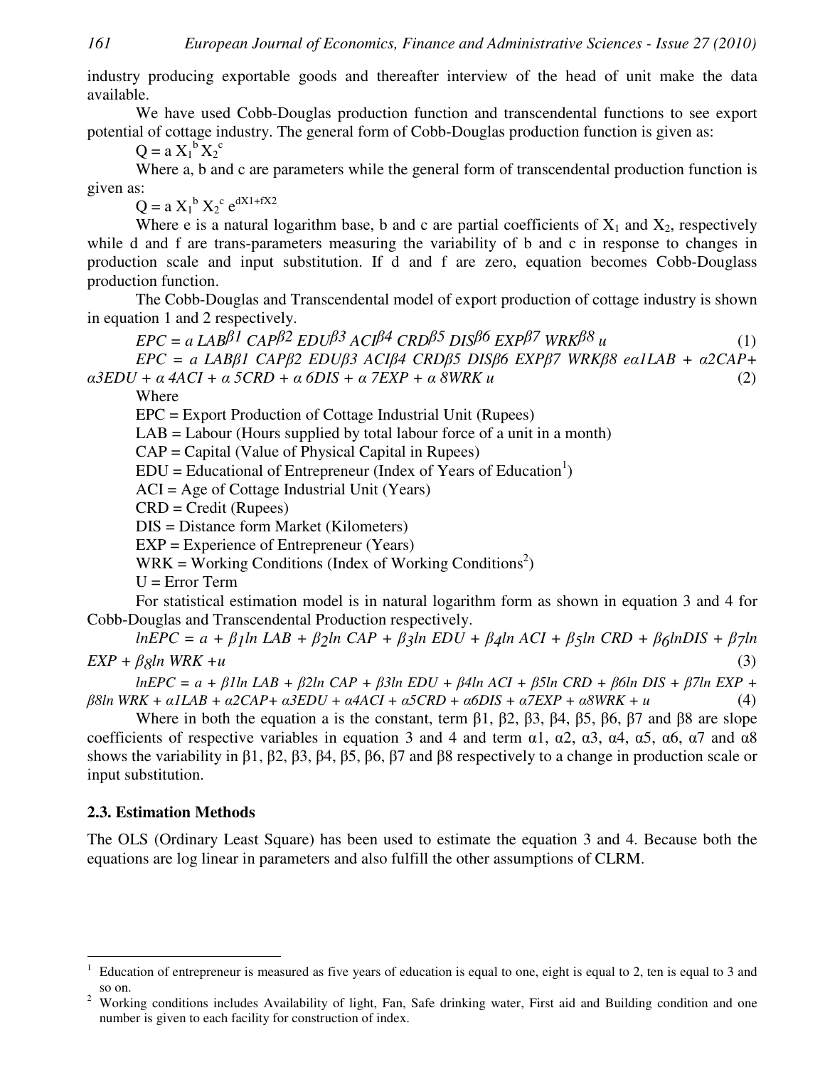industry producing exportable goods and thereafter interview of the head of unit make the data available.

We have used Cobb-Douglas production function and transcendental functions to see export potential of cottage industry. The general form of Cobb-Douglas production function is given as:

$$Q = a X_1^b X_2^c$$

Where a, b and c are parameters while the general form of transcendental production function is given as:

$$Q = a X_1^b X_2^c e^{dX1+fX2}$$

Where e is a natural logarithm base, b and c are partial coefficients of $X_1$ and $X_2$, respectively while d and f are trans-parameters measuring the variability of b and c in response to changes in production scale and input substitution. If d and f are zero, equation becomes Cobb-Douglass production function.

The Cobb-Douglas and Transcendental model of export production of cottage industry is shown in equation 1 and 2 respectively.

$$EPC = a\, LAB^{\beta 1}\, CAP^{\beta 2}\, EDU^{\beta 3}\, ACI^{\beta 4}\, CRD^{\beta 5}\, DIS^{\beta 6}\, EXP^{\beta 7}\, WRK^{\beta 8}\, u \quad (1)$$

$$EPC = a\, LAB\beta 1\, CAP\beta 2\, EDU\beta 3\, ACI\beta 4\, CRD\beta 5\, DIS\beta 6\, EXP\beta 7\, WRK\beta 8\, e\alpha 1LAB + \alpha 2CAP + \alpha 3EDU + \alpha\, 4ACI + \alpha\, 5CRD + \alpha\, 6DIS + \alpha\, 7EXP + \alpha\, 8WRK\, u \quad (2)$$

Where

EPC = Export Production of Cottage Industrial Unit (Rupees)

LAB = Labour (Hours supplied by total labour force of a unit in a month)

CAP = Capital (Value of Physical Capital in Rupees)

EDU = Educational of Entrepreneur (Index of Years of Education[1])

ACI = Age of Cottage Industrial Unit (Years)

CRD = Credit (Rupees)

DIS = Distance form Market (Kilometers)

EXP = Experience of Entrepreneur (Years)

WRK = Working Conditions (Index of Working Conditions[2])

U = Error Term

For statistical estimation model is in natural logarithm form as shown in equation 3 and 4 for Cobb-Douglas and Transcendental Production respectively.

$$lnEPC = a + \beta_1 ln\, LAB + \beta_2 ln\, CAP + \beta_3 ln\, EDU + \beta_4 ln\, ACI + \beta_5 ln\, CRD + \beta_6 lnDIS + \beta_7 ln\, EXP + \beta_8 ln\, WRK + u \quad (3)$$

$$lnEPC = a + \beta 1ln\, LAB + \beta 2ln\, CAP + \beta 3ln\, EDU + \beta 4ln\, ACI + \beta 5ln\, CRD + \beta 6ln\, DIS + \beta 7ln\, EXP + \beta 8ln\, WRK + \alpha 1LAB + \alpha 2CAP + \alpha 3EDU + \alpha 4ACI + \alpha 5CRD + \alpha 6DIS + \alpha 7EXP + \alpha 8WRK + u \quad (4)$$

Where in both the equation a is the constant, term β1, β2, β3, β4, β5, β6, β7 and β8 are slope coefficients of respective variables in equation 3 and 4 and term α1, α2, α3, α4, α5, α6, α7 and α8 shows the variability in β1, β2, β3, β4, β5, β6, β7 and β8 respectively to a change in production scale or input substitution.

### 2.3. Estimation Methods

The OLS (Ordinary Least Square) has been used to estimate the equation 3 and 4. Because both the equations are log linear in parameters and also fulfill the other assumptions of CLRM.

---

[1] Education of entrepreneur is measured as five years of education is equal to one, eight is equal to 2, ten is equal to 3 and so on.

[2] Working conditions includes Availability of light, Fan, Safe drinking water, First aid and Building condition and one number is given to each facility for construction of index.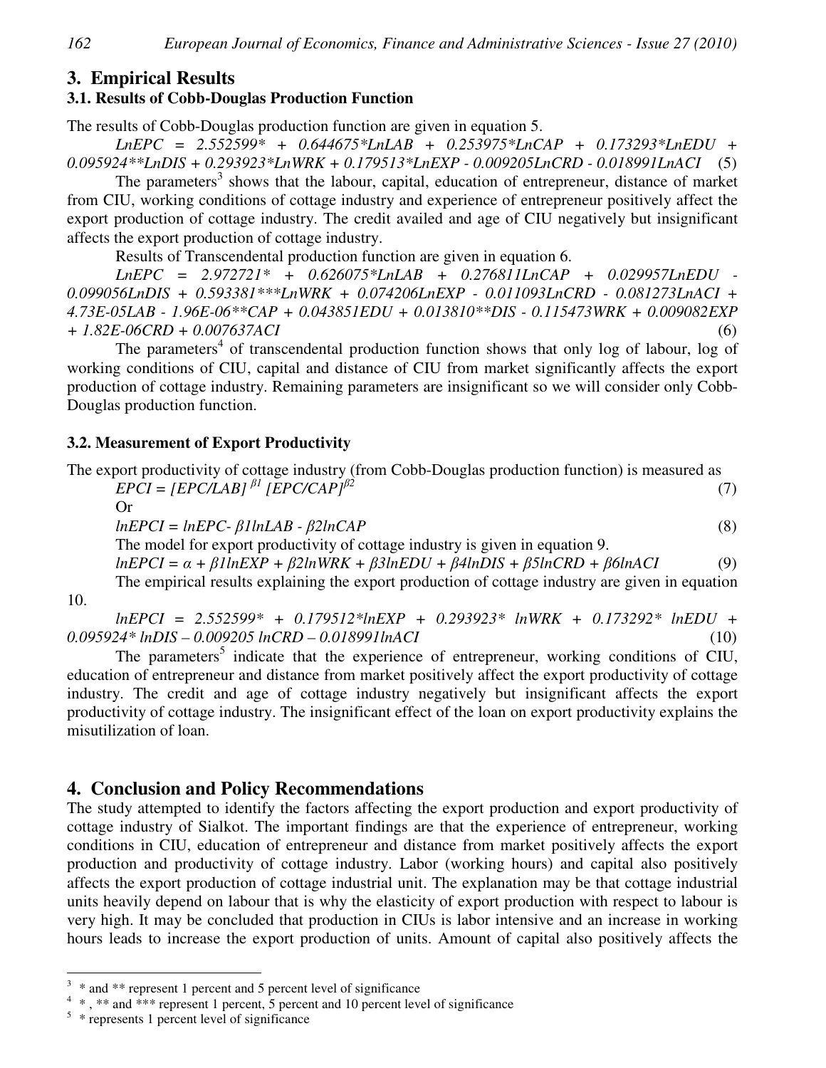## 3. Empirical Results

### 3.1. Results of Cobb-Douglas Production Function

The results of Cobb-Douglas production function are given in equation 5.

$$LnEPC = 2.552599^{*} + 0.644675^{*}LnLAB + 0.253975^{*}LnCAP + 0.173293^{*}LnEDU + 0.095924^{**}LnDIS + 0.293923^{*}LnWRK + 0.179513^{*}LnEXP - 0.009205LnCRD - 0.018991LnACI \quad (5)$$

The parameters[3] shows that the labour, capital, education of entrepreneur, distance of market from CIU, working conditions of cottage industry and experience of entrepreneur positively affect the export production of cottage industry. The credit availed and age of CIU negatively but insignificant affects the export production of cottage industry.

Results of Transcendental production function are given in equation 6.

$$LnEPC = 2.972721^{*} + 0.626075^{*}LnLAB + 0.276811LnCAP + 0.029957LnEDU - 0.099056LnDIS + 0.593381^{***}LnWRK + 0.074206LnEXP - 0.011093LnCRD - 0.081273LnACI + 4.73E\text{-}05LAB - 1.96E\text{-}06^{**}CAP + 0.043851EDU + 0.013810^{**}DIS - 0.115473WRK + 0.009082EXP + 1.82E\text{-}06CRD + 0.007637ACI \quad (6)$$

The parameters[4] of transcendental production function shows that only log of labour, log of working conditions of CIU, capital and distance of CIU from market significantly affects the export production of cottage industry. Remaining parameters are insignificant so we will consider only Cobb-Douglas production function.

### 3.2. Measurement of Export Productivity

The export productivity of cottage industry (from Cobb-Douglas production function) is measured as

$$EPCI = [EPC/LAB]^{\beta 1} [EPC/CAP]^{\beta 2} \quad (7)$$

Or

$$lnEPCI = lnEPC - \beta 1 lnLAB - \beta 2 lnCAP \quad (8)$$

The model for export productivity of cottage industry is given in equation 9.

$$lnEPCI = \alpha + \beta 1 lnEXP + \beta 2 lnWRK + \beta 3 lnEDU + \beta 4 lnDIS + \beta 5 lnCRD + \beta 6 lnACI \quad (9)$$

The empirical results explaining the export production of cottage industry are given in equation 10.

$$lnEPCI = 2.552599^{*} + 0.179512^{*}lnEXP + 0.293923^{*} lnWRK + 0.173292^{*} lnEDU + 0.095924^{*} lnDIS - 0.009205 lnCRD - 0.018991lnACI \quad (10)$$

The parameters[5] indicate that the experience of entrepreneur, working conditions of CIU, education of entrepreneur and distance from market positively affect the export productivity of cottage industry. The credit and age of cottage industry negatively but insignificant affects the export productivity of cottage industry. The insignificant effect of the loan on export productivity explains the misutilization of loan.

## 4. Conclusion and Policy Recommendations

The study attempted to identify the factors affecting the export production and export productivity of cottage industry of Sialkot. The important findings are that the experience of entrepreneur, working conditions in CIU, education of entrepreneur and distance from market positively affects the export production and productivity of cottage industry. Labor (working hours) and capital also positively affects the export production of cottage industrial unit. The explanation may be that cottage industrial units heavily depend on labour that is why the elasticity of export production with respect to labour is very high. It may be concluded that production in CIUs is labor intensive and an increase in working hours leads to increase the export production of units. Amount of capital also positively affects the

---

[3] * and ** represent 1 percent and 5 percent level of significance

[4] * , ** and *** represent 1 percent, 5 percent and 10 percent level of significance

[5] * represents 1 percent level of significance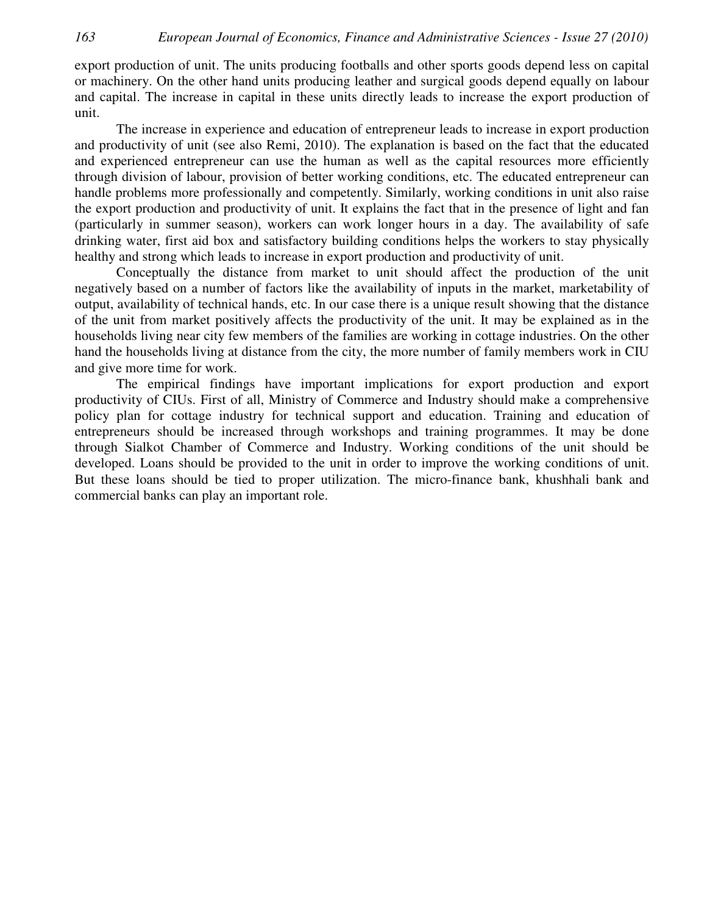export production of unit. The units producing footballs and other sports goods depend less on capital or machinery. On the other hand units producing leather and surgical goods depend equally on labour and capital. The increase in capital in these units directly leads to increase the export production of unit.

The increase in experience and education of entrepreneur leads to increase in export production and productivity of unit (see also Remi, 2010). The explanation is based on the fact that the educated and experienced entrepreneur can use the human as well as the capital resources more efficiently through division of labour, provision of better working conditions, etc. The educated entrepreneur can handle problems more professionally and competently. Similarly, working conditions in unit also raise the export production and productivity of unit. It explains the fact that in the presence of light and fan (particularly in summer season), workers can work longer hours in a day. The availability of safe drinking water, first aid box and satisfactory building conditions helps the workers to stay physically healthy and strong which leads to increase in export production and productivity of unit.

Conceptually the distance from market to unit should affect the production of the unit negatively based on a number of factors like the availability of inputs in the market, marketability of output, availability of technical hands, etc. In our case there is a unique result showing that the distance of the unit from market positively affects the productivity of the unit. It may be explained as in the households living near city few members of the families are working in cottage industries. On the other hand the households living at distance from the city, the more number of family members work in CIU and give more time for work.

The empirical findings have important implications for export production and export productivity of CIUs. First of all, Ministry of Commerce and Industry should make a comprehensive policy plan for cottage industry for technical support and education. Training and education of entrepreneurs should be increased through workshops and training programmes. It may be done through Sialkot Chamber of Commerce and Industry. Working conditions of the unit should be developed. Loans should be provided to the unit in order to improve the working conditions of unit. But these loans should be tied to proper utilization. The micro-finance bank, khushhali bank and commercial banks can play an important role.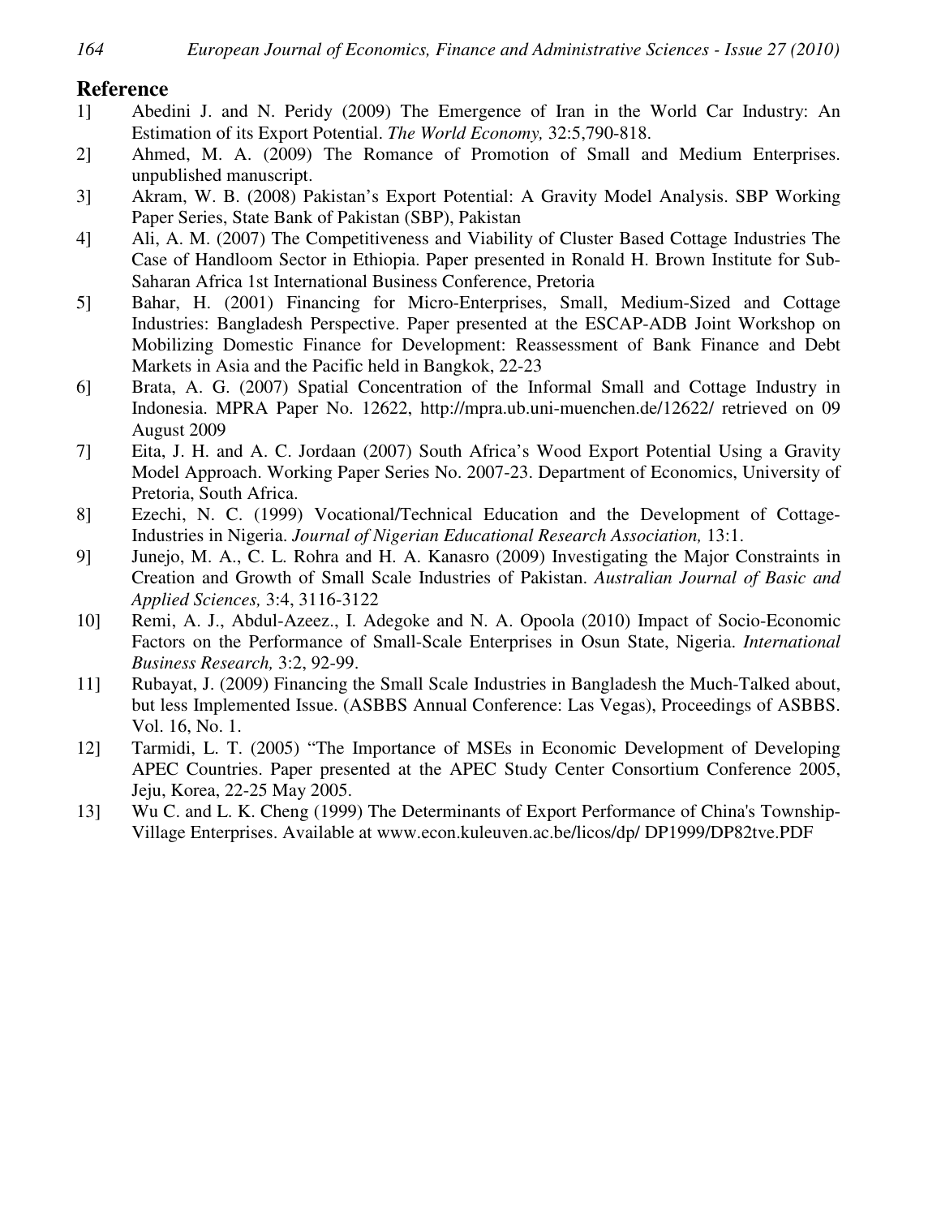## Reference

1] Abedini J. and N. Peridy (2009) The Emergence of Iran in the World Car Industry: An Estimation of its Export Potential. *The World Economy,* 32:5,790-818.

2] Ahmed, M. A. (2009) The Romance of Promotion of Small and Medium Enterprises. unpublished manuscript.

3] Akram, W. B. (2008) Pakistan's Export Potential: A Gravity Model Analysis. SBP Working Paper Series, State Bank of Pakistan (SBP), Pakistan

4] Ali, A. M. (2007) The Competitiveness and Viability of Cluster Based Cottage Industries The Case of Handloom Sector in Ethiopia. Paper presented in Ronald H. Brown Institute for Sub-Saharan Africa 1st International Business Conference, Pretoria

5] Bahar, H. (2001) Financing for Micro-Enterprises, Small, Medium-Sized and Cottage Industries: Bangladesh Perspective. Paper presented at the ESCAP-ADB Joint Workshop on Mobilizing Domestic Finance for Development: Reassessment of Bank Finance and Debt Markets in Asia and the Pacific held in Bangkok, 22-23

6] Brata, A. G. (2007) Spatial Concentration of the Informal Small and Cottage Industry in Indonesia. MPRA Paper No. 12622, http://mpra.ub.uni-muenchen.de/12622/ retrieved on 09 August 2009

7] Eita, J. H. and A. C. Jordaan (2007) South Africa's Wood Export Potential Using a Gravity Model Approach. Working Paper Series No. 2007-23. Department of Economics, University of Pretoria, South Africa.

8] Ezechi, N. C. (1999) Vocational/Technical Education and the Development of Cottage-Industries in Nigeria. *Journal of Nigerian Educational Research Association,* 13:1.

9] Junejo, M. A., C. L. Rohra and H. A. Kanasro (2009) Investigating the Major Constraints in Creation and Growth of Small Scale Industries of Pakistan. *Australian Journal of Basic and Applied Sciences,* 3:4, 3116-3122

10] Remi, A. J., Abdul-Azeez., I. Adegoke and N. A. Opoola (2010) Impact of Socio-Economic Factors on the Performance of Small-Scale Enterprises in Osun State, Nigeria. *International Business Research,* 3:2, 92-99.

11] Rubayat, J. (2009) Financing the Small Scale Industries in Bangladesh the Much-Talked about, but less Implemented Issue. (ASBBS Annual Conference: Las Vegas), Proceedings of ASBBS. Vol. 16, No. 1.

12] Tarmidi, L. T. (2005) "The Importance of MSEs in Economic Development of Developing APEC Countries. Paper presented at the APEC Study Center Consortium Conference 2005, Jeju, Korea, 22-25 May 2005.

13] Wu C. and L. K. Cheng (1999) The Determinants of Export Performance of China's Township-Village Enterprises. Available at www.econ.kuleuven.ac.be/licos/dp/ DP1999/DP82tve.PDF